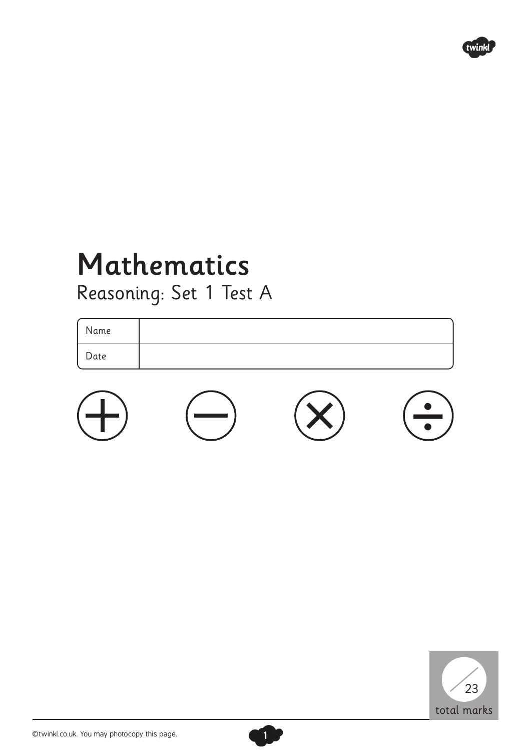# Mathematics

## Reasoning: Set 1 Test A

| Name | |
| --- | --- |
| Date | |

/23 total marks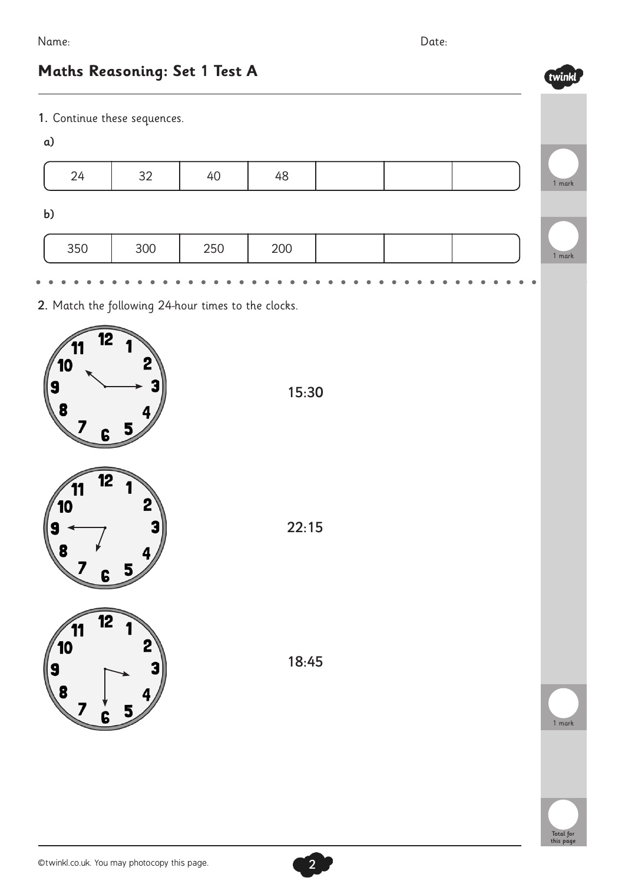Name: Date:

# Maths Reasoning: Set 1 Test A

**1.** Continue these sequences.

**a)**

| 24 | 32 | 40 | 48 | | | |
|---|---|---|---|---|---|---|

1 mark

**b)**

| 350 | 300 | 250 | 200 | | | |
|---|---|---|---|---|---|---|

1 mark

**2.** Match the following 24-hour times to the clocks.

15:30

22:15

18:45

1 mark

Total for this page

©twinkl.co.uk. You may photocopy this page.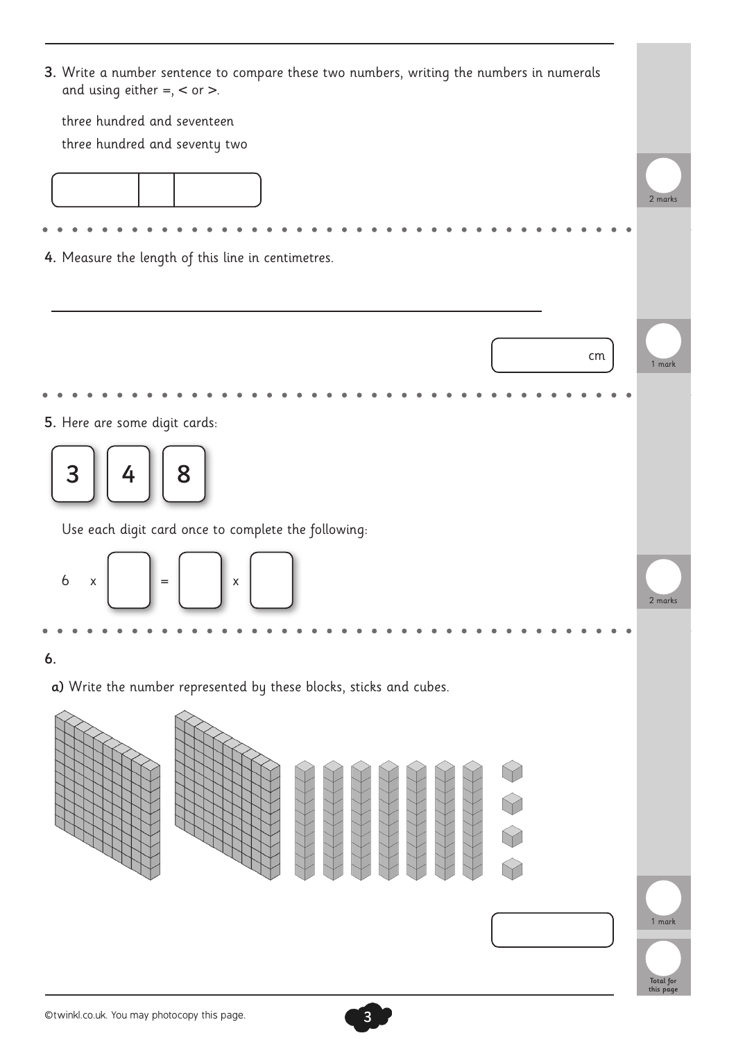3. Write a number sentence to compare these two numbers, writing the numbers in numerals and using either =, < or >.

three hundred and seventeen

three hundred and seventy two

| | | |
|---|---|---|

2 marks

4. Measure the length of this line in centimetres.

_______ cm

1 mark

5. Here are some digit cards:

3 4 8

Use each digit card once to complete the following:

6 x ☐ = ☐ x ☐

2 marks

6.

a) Write the number represented by these blocks, sticks and cubes.

1 mark

Total for this page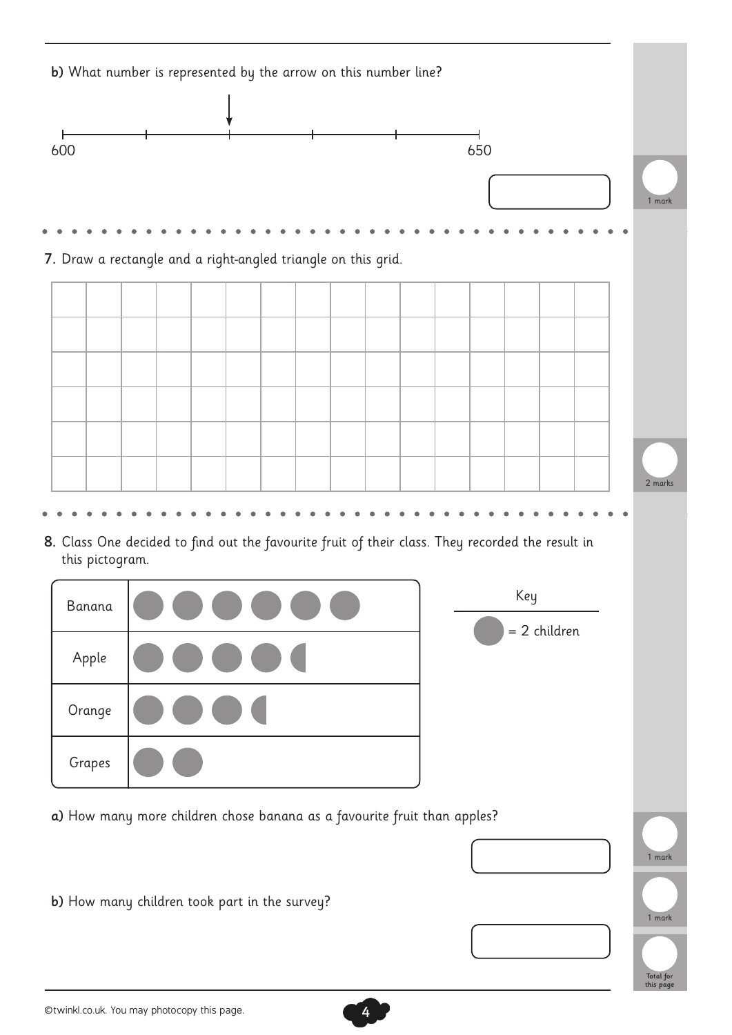**b)** What number is represented by the arrow on this number line?

600 650

1 mark

**7.** Draw a rectangle and a right-angled triangle on this grid.

2 marks

**8.** Class One decided to find out the favourite fruit of their class. They recorded the result in this pictogram.

| Fruit | Count |
| --- | --- |
| Banana | ● ● ● ● ● ● |
| Apple | ● ● ● ● ◗ |
| Orange | ● ● ● ◗ |
| Grapes | ● ● |

Key

● = 2 children

**a)** How many more children chose banana as a favourite fruit than apples?

1 mark

**b)** How many children took part in the survey?

1 mark

Total for this page

©twinkl.co.uk. You may photocopy this page.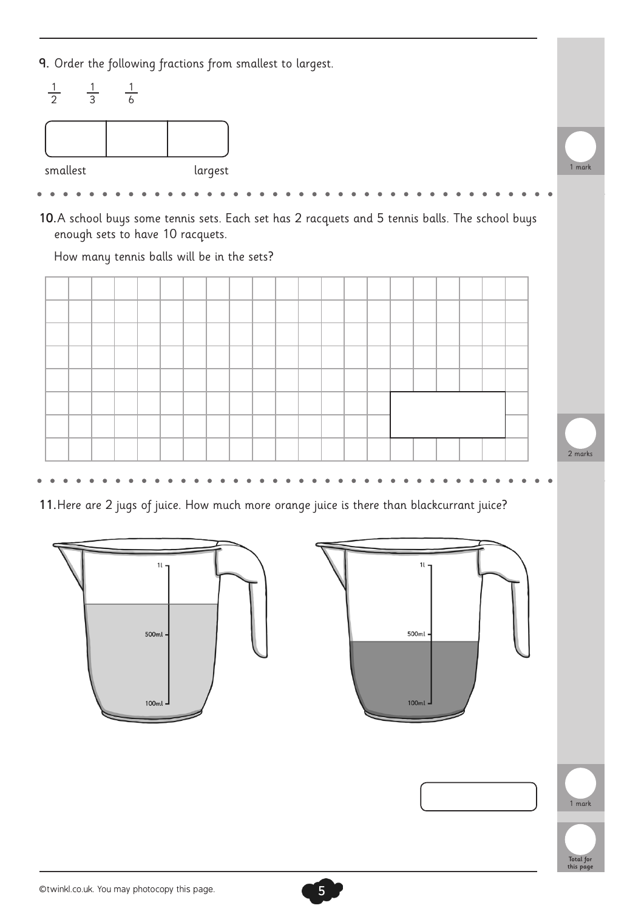**9.** Order the following fractions from smallest to largest.

$\frac{1}{2}$ $\frac{1}{3}$ $\frac{1}{6}$

| | | |
|---|---|---|
| | | |

smallest largest

1 mark

**10.** A school buys some tennis sets. Each set has 2 racquets and 5 tennis balls. The school buys enough sets to have 10 racquets.

How many tennis balls will be in the sets?

2 marks

**11.** Here are 2 jugs of juice. How much more orange juice is there than blackcurrant juice?

1l

500ml

100ml

1l

500ml

100ml

1 mark

Total for this page

©twinkl.co.uk. You may photocopy this page.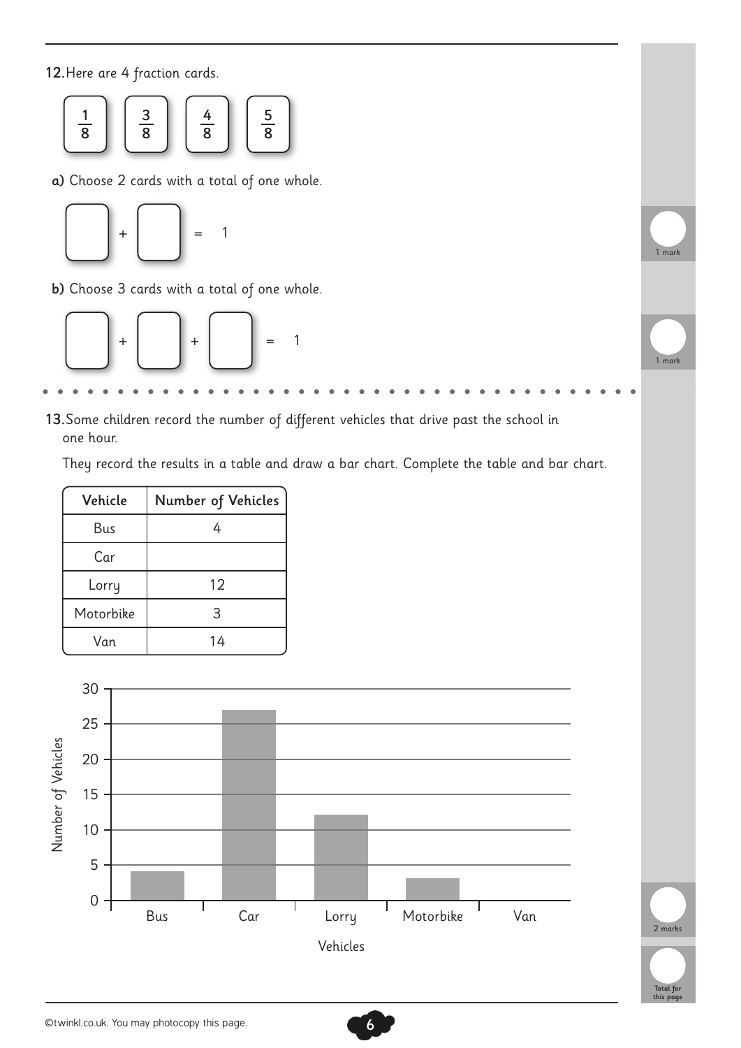**12.** Here are 4 fraction cards.

$\frac{1}{8}$ $\frac{3}{8}$ $\frac{4}{8}$ $\frac{5}{8}$

**a)** Choose 2 cards with a total of one whole.

☐ + ☐ = 1

1 mark

**b)** Choose 3 cards with a total of one whole.

☐ + ☐ + ☐ = 1

1 mark

---

**13.** Some children record the number of different vehicles that drive past the school in one hour.

They record the results in a table and draw a bar chart. Complete the table and bar chart.

| Vehicle | Number of Vehicles |
|---|---|
| Bus | 4 |
| Car | |
| Lorry | 12 |
| Motorbike | 3 |
| Van | 14 |

Bar chart — Vertical axis: Number of Vehicles (0, 5, 10, 15, 20, 25, 30). Horizontal axis: Vehicles (Bus, Car, Lorry, Motorbike, Van).

| Vehicles | Bar height shown |
|---|---|
| Bus | 4 |
| Car | 27 |
| Lorry | 12 |
| Motorbike | 3 |
| Van | |

2 marks

Total for this page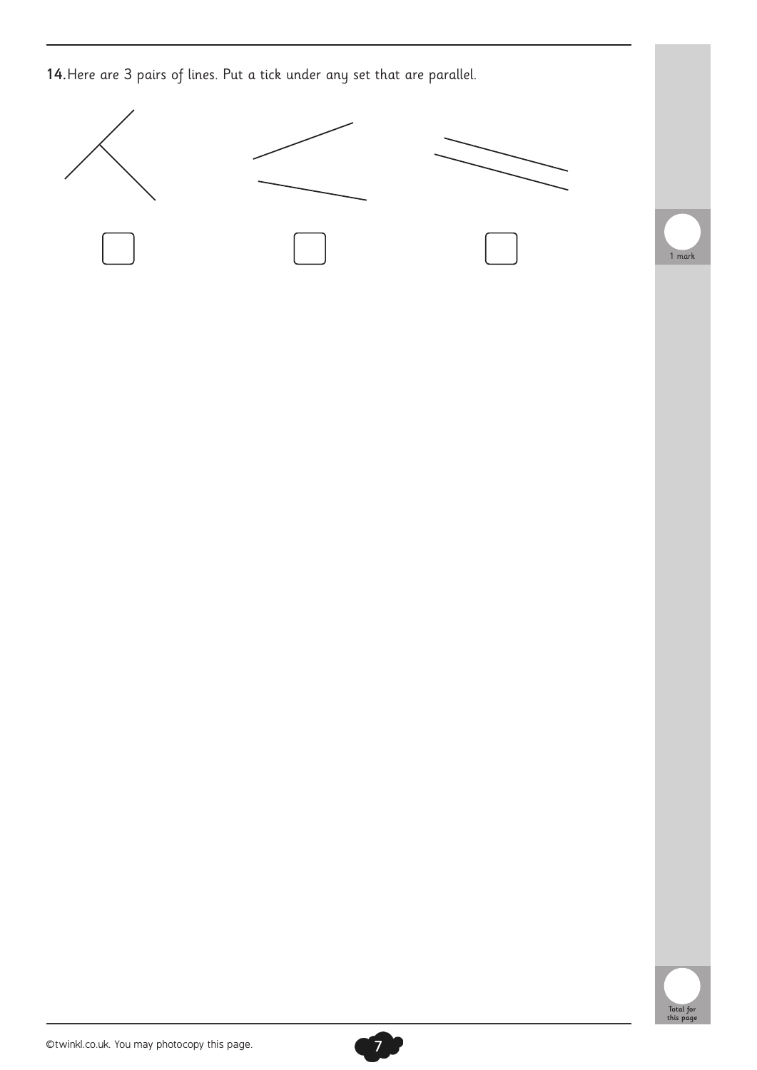**14.** Here are 3 pairs of lines. Put a tick under any set that are parallel.

☐ ☐ ☐

1 mark

Total for this page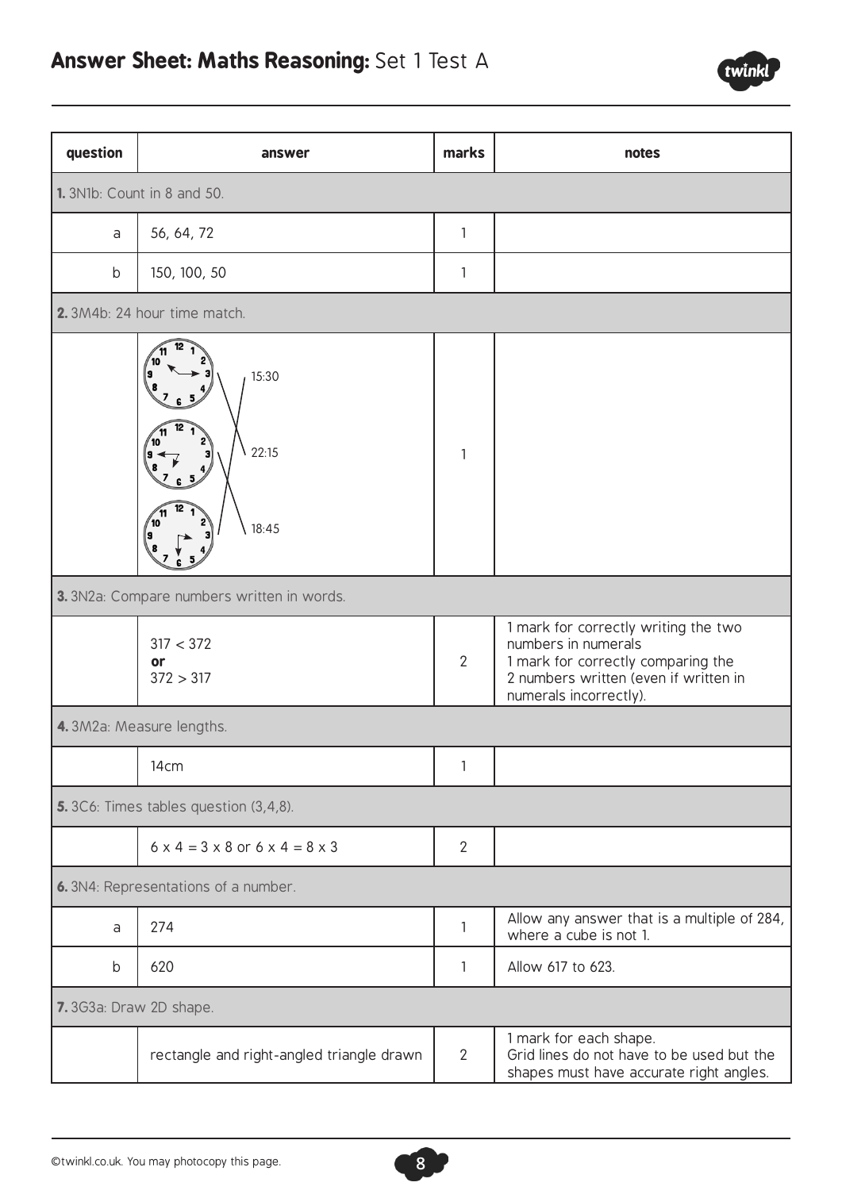## Answer Sheet: Maths Reasoning: Set 1 Test A

| question | answer | marks | notes |
|---|---|---|---|
| **1.** 3N1b: Count in 8 and 50. | | | |
| a | 56, 64, 72 | 1 | |
| b | 150, 100, 50 | 1 | |
| **2.** 3M4b: 24 hour time match. | | | |
| | 15:30, 22:15, 18:45 (clocks matched to times) | 1 | |
| **3.** 3N2a: Compare numbers written in words. | | | |
| | 317 < 372 **or** 372 > 317 | 2 | 1 mark for correctly writing the two numbers in numerals 1 mark for correctly comparing the 2 numbers written (even if written in numerals incorrectly). |
| **4.** 3M2a: Measure lengths. | | | |
| | 14cm | 1 | |
| **5.** 3C6: Times tables question (3,4,8). | | | |
| | 6 x 4 = 3 x 8 or 6 x 4 = 8 x 3 | 2 | |
| **6.** 3N4: Representations of a number. | | | |
| a | 274 | 1 | Allow any answer that is a multiple of 284, where a cube is not 1. |
| b | 620 | 1 | Allow 617 to 623. |
| **7.** 3G3a: Draw 2D shape. | | | |
| | rectangle and right-angled triangle drawn | 2 | 1 mark for each shape. Grid lines do not have to be used but the shapes must have accurate right angles. |

©twinkl.co.uk. You may photocopy this page.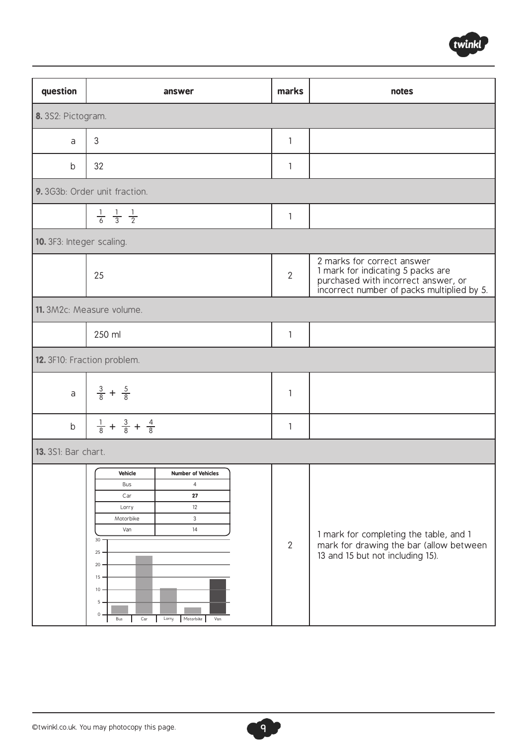| question | answer | marks | notes |
|---|---|---|---|
| **8.** 3S2: Pictogram. | | | |
| a | 3 | 1 | |
| b | 32 | 1 | |
| **9.** 3G3b: Order unit fraction. | | | |
| | $\frac{1}{6}$ $\frac{1}{3}$ $\frac{1}{2}$ | 1 | |
| **10.** 3F3: Integer scaling. | | | |
| | 25 | 2 | 2 marks for correct answer<br>1 mark for indicating 5 packs are purchased with incorrect answer, or incorrect number of packs multiplied by 5. |
| **11.** 3M2c: Measure volume. | | | |
| | 250 ml | 1 | |
| **12.** 3F10: Fraction problem. | | | |
| a | $\frac{3}{8} + \frac{5}{8}$ | 1 | |
| b | $\frac{1}{8} + \frac{3}{8} + \frac{4}{8}$ | 1 | |
| **13.** 3S1: Bar chart. | | | |
| | Vehicle / Number of Vehicles: Bus 4; Car **27**; Lorry 12; Motorbike 3; Van 14<br>(Bar chart: Bus, Car, Lorry, Motorbike, Van; axis 0–30) | 2 | 1 mark for completing the table, and 1 mark for drawing the bar (allow between 13 and 15 but not including 15). |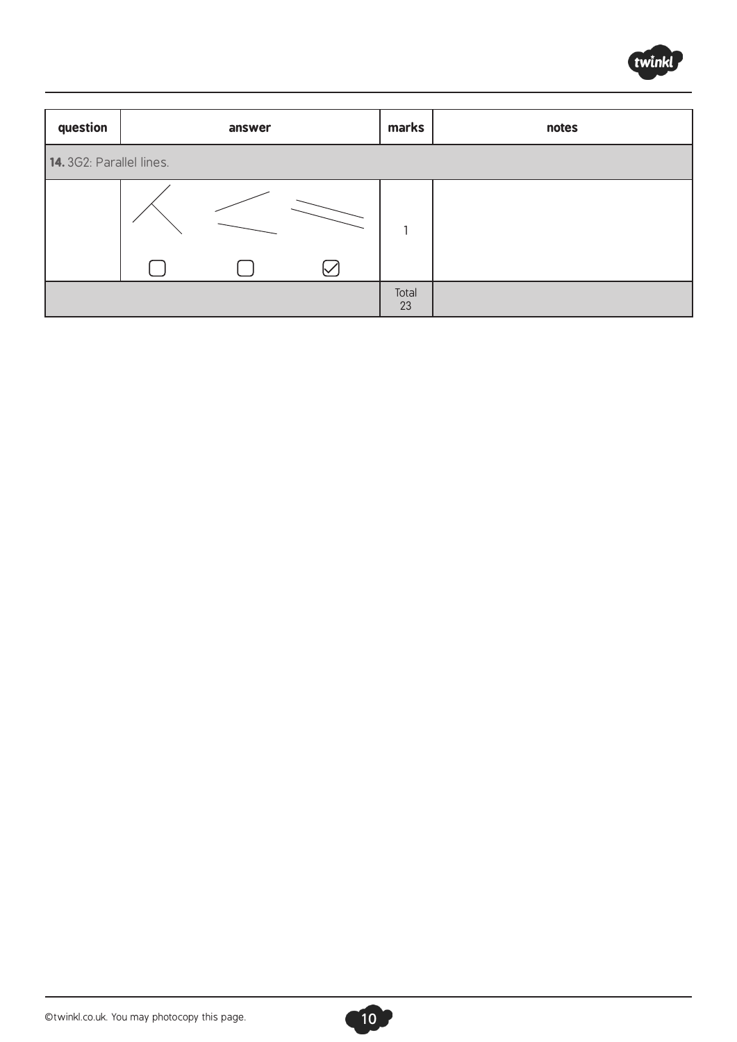| question | answer | marks | notes |
| --- | --- | --- | --- |
| **14.** 3G2: Parallel lines. | | | |
| | ☐ ☐ ☑ | 1 | |
| | | Total 23 | |